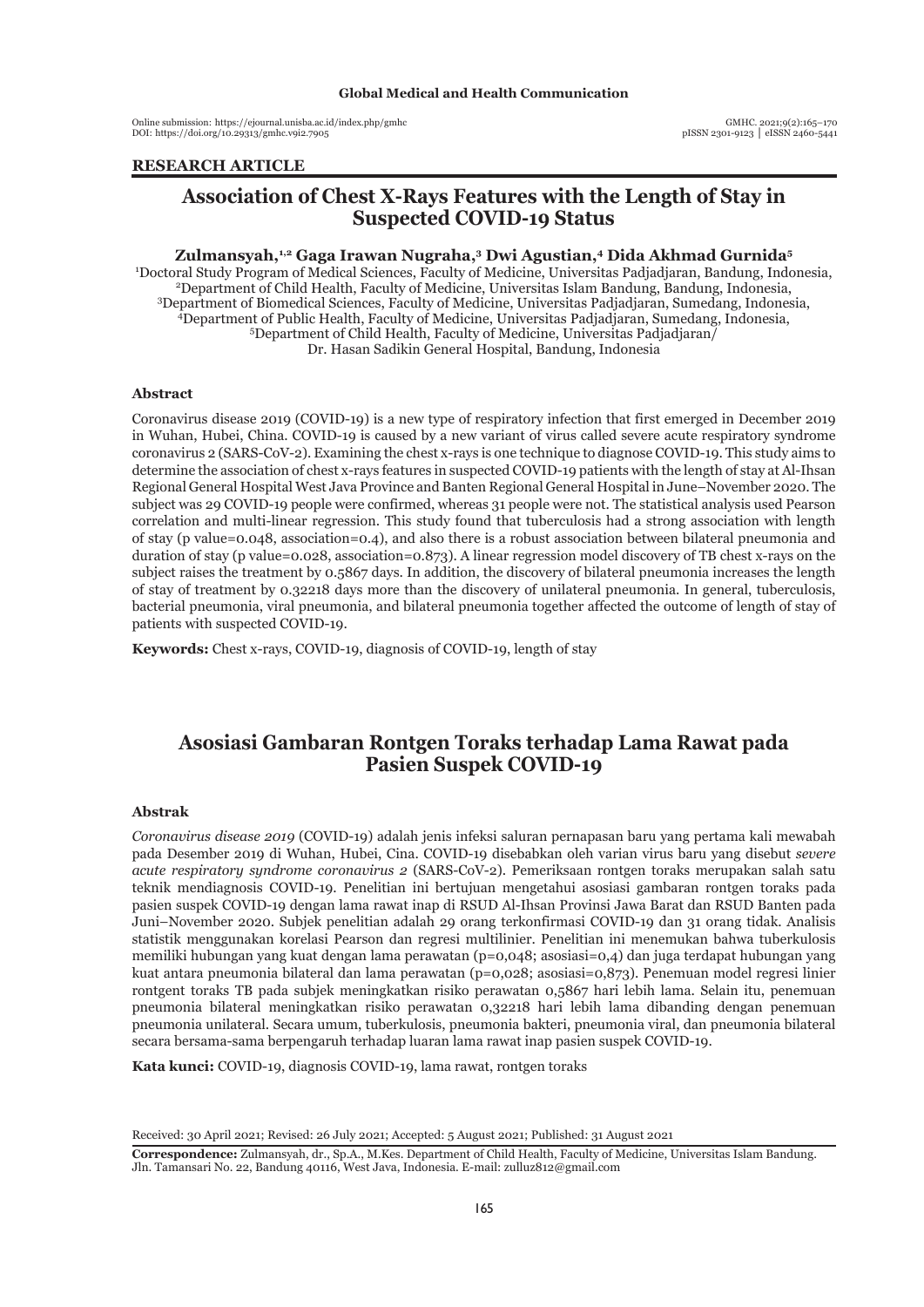**Global Medical and Health Communication**

Online submission: https://ejournal.unisba.ac.id/index.php/gmhc
DOI: https://doi.org/10.29313/gmhc.v9i2.7905

GMHC. 2021;9(2):165–170
pISSN 2301-9123 │ eISSN 2460-5441

**RESEARCH ARTICLE**

# Association of Chest X-Rays Features with the Length of Stay in Suspected COVID-19 Status

**Zulmansyah,[1,2] Gaga Irawan Nugraha,[3] Dwi Agustian,[4] Dida Akhmad Gurnida[5]**

[1]Doctoral Study Program of Medical Sciences, Faculty of Medicine, Universitas Padjadjaran, Bandung, Indonesia,
[2]Department of Child Health, Faculty of Medicine, Universitas Islam Bandung, Bandung, Indonesia,
[3]Department of Biomedical Sciences, Faculty of Medicine, Universitas Padjadjaran, Sumedang, Indonesia,
[4]Department of Public Health, Faculty of Medicine, Universitas Padjadjaran, Sumedang, Indonesia,
[5]Department of Child Health, Faculty of Medicine, Universitas Padjadjaran/
Dr. Hasan Sadikin General Hospital, Bandung, Indonesia

## Abstract

Coronavirus disease 2019 (COVID-19) is a new type of respiratory infection that first emerged in December 2019 in Wuhan, Hubei, China. COVID-19 is caused by a new variant of virus called severe acute respiratory syndrome coronavirus 2 (SARS-CoV-2). Examining the chest x-rays is one technique to diagnose COVID-19. This study aims to determine the association of chest x-rays features in suspected COVID-19 patients with the length of stay at Al-Ihsan Regional General Hospital West Java Province and Banten Regional General Hospital in June–November 2020. The subject was 29 COVID-19 people were confirmed, whereas 31 people were not. The statistical analysis used Pearson correlation and multi-linear regression. This study found that tuberculosis had a strong association with length of stay (p value=0.048, association=0.4), and also there is a robust association between bilateral pneumonia and duration of stay (p value=0.028, association=0.873). A linear regression model discovery of TB chest x-rays on the subject raises the treatment by 0.5867 days. In addition, the discovery of bilateral pneumonia increases the length of stay of treatment by 0.32218 days more than the discovery of unilateral pneumonia. In general, tuberculosis, bacterial pneumonia, viral pneumonia, and bilateral pneumonia together affected the outcome of length of stay of patients with suspected COVID-19.

**Keywords:** Chest x-rays, COVID-19, diagnosis of COVID-19, length of stay

# Asosiasi Gambaran Rontgen Toraks terhadap Lama Rawat pada Pasien Suspek COVID-19

## Abstrak

*Coronavirus disease 2019* (COVID-19) adalah jenis infeksi saluran pernapasan baru yang pertama kali mewabah pada Desember 2019 di Wuhan, Hubei, Cina. COVID-19 disebabkan oleh varian virus baru yang disebut *severe acute respiratory syndrome coronavirus 2* (SARS-CoV-2). Pemeriksaan rontgen toraks merupakan salah satu teknik mendiagnosis COVID-19. Penelitian ini bertujuan mengetahui asosiasi gambaran rontgen toraks pada pasien suspek COVID-19 dengan lama rawat inap di RSUD Al-Ihsan Provinsi Jawa Barat dan RSUD Banten pada Juni–November 2020. Subjek penelitian adalah 29 orang terkonfirmasi COVID-19 dan 31 orang tidak. Analisis statistik menggunakan korelasi Pearson dan regresi multilinier. Penelitian ini menemukan bahwa tuberkulosis memiliki hubungan yang kuat dengan lama perawatan (p=0,048; asosiasi=0,4) dan juga terdapat hubungan yang kuat antara pneumonia bilateral dan lama perawatan (p=0,028; asosiasi=0,873). Penemuan model regresi linier rontgent toraks TB pada subjek meningkatkan risiko perawatan 0,5867 hari lebih lama. Selain itu, penemuan pneumonia bilateral meningkatkan risiko perawatan 0,32218 hari lebih lama dibanding dengan penemuan pneumonia unilateral. Secara umum, tuberkulosis, pneumonia bakteri, pneumonia viral, dan pneumonia bilateral secara bersama-sama berpengaruh terhadap luaran lama rawat inap pasien suspek COVID-19.

**Kata kunci:** COVID-19, diagnosis COVID-19, lama rawat, rontgen toraks

Received: 30 April 2021; Revised: 26 July 2021; Accepted: 5 August 2021; Published: 31 August 2021

**Correspondence:** Zulmansyah, dr., Sp.A., M.Kes. Department of Child Health, Faculty of Medicine, Universitas Islam Bandung. Jln. Tamansari No. 22, Bandung 40116, West Java, Indonesia. E-mail: zulluz812@gmail.com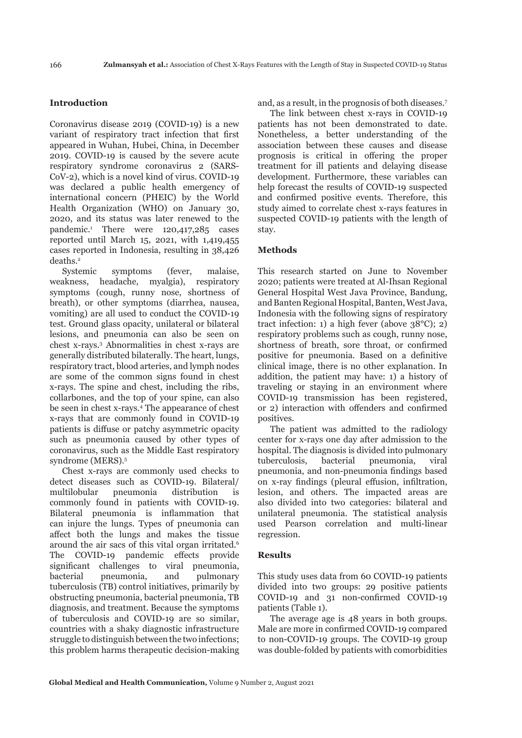## Introduction

Coronavirus disease 2019 (COVID-19) is a new variant of respiratory tract infection that first appeared in Wuhan, Hubei, China, in December 2019. COVID-19 is caused by the severe acute respiratory syndrome coronavirus 2 (SARS-CoV-2), which is a novel kind of virus. COVID-19 was declared a public health emergency of international concern (PHEIC) by the World Health Organization (WHO) on January 30, 2020, and its status was later renewed to the pandemic.[1] There were 120,417,285 cases reported until March 15, 2021, with 1,419,455 cases reported in Indonesia, resulting in 38,426 deaths.[2]

Systemic symptoms (fever, malaise, weakness, headache, myalgia), respiratory symptoms (cough, runny nose, shortness of breath), or other symptoms (diarrhea, nausea, vomiting) are all used to conduct the COVID-19 test. Ground glass opacity, unilateral or bilateral lesions, and pneumonia can also be seen on chest x-rays.[3] Abnormalities in chest x-rays are generally distributed bilaterally. The heart, lungs, respiratory tract, blood arteries, and lymph nodes are some of the common signs found in chest x-rays. The spine and chest, including the ribs, collarbones, and the top of your spine, can also be seen in chest x-rays.[4] The appearance of chest x-rays that are commonly found in COVID-19 patients is diffuse or patchy asymmetric opacity such as pneumonia caused by other types of coronavirus, such as the Middle East respiratory syndrome (MERS).[5]

Chest x-rays are commonly used checks to detect diseases such as COVID-19. Bilateral/multilobular pneumonia distribution is commonly found in patients with COVID-19. Bilateral pneumonia is inflammation that can injure the lungs. Types of pneumonia can affect both the lungs and makes the tissue around the air sacs of this vital organ irritated.[6] The COVID-19 pandemic effects provide significant challenges to viral pneumonia, bacterial pneumonia, and pulmonary tuberculosis (TB) control initiatives, primarily by obstructing pneumonia, bacterial pneumonia, TB diagnosis, and treatment. Because the symptoms of tuberculosis and COVID-19 are so similar, countries with a shaky diagnostic infrastructure struggle to distinguish between the two infections; this problem harms therapeutic decision-making and, as a result, in the prognosis of both diseases.[7]

The link between chest x-rays in COVID-19 patients has not been demonstrated to date. Nonetheless, a better understanding of the association between these causes and disease prognosis is critical in offering the proper treatment for ill patients and delaying disease development. Furthermore, these variables can help forecast the results of COVID-19 suspected and confirmed positive events. Therefore, this study aimed to correlate chest x-rays features in suspected COVID-19 patients with the length of stay.

## Methods

This research started on June to November 2020; patients were treated at Al-Ihsan Regional General Hospital West Java Province, Bandung, and Banten Regional Hospital, Banten, West Java, Indonesia with the following signs of respiratory tract infection: 1) a high fever (above 38°C); 2) respiratory problems such as cough, runny nose, shortness of breath, sore throat, or confirmed positive for pneumonia. Based on a definitive clinical image, there is no other explanation. In addition, the patient may have: 1) a history of traveling or staying in an environment where COVID-19 transmission has been registered, or 2) interaction with offenders and confirmed positives.

The patient was admitted to the radiology center for x-rays one day after admission to the hospital. The diagnosis is divided into pulmonary tuberculosis, bacterial pneumonia, viral pneumonia, and non-pneumonia findings based on x-ray findings (pleural effusion, infiltration, lesion, and others. The impacted areas are also divided into two categories: bilateral and unilateral pneumonia. The statistical analysis used Pearson correlation and multi-linear regression.

## Results

This study uses data from 60 COVID-19 patients divided into two groups: 29 positive patients COVID-19 and 31 non-confirmed COVID-19 patients (Table 1).

The average age is 48 years in both groups. Male are more in confirmed COVID-19 compared to non-COVID-19 groups. The COVID-19 group was double-folded by patients with comorbidities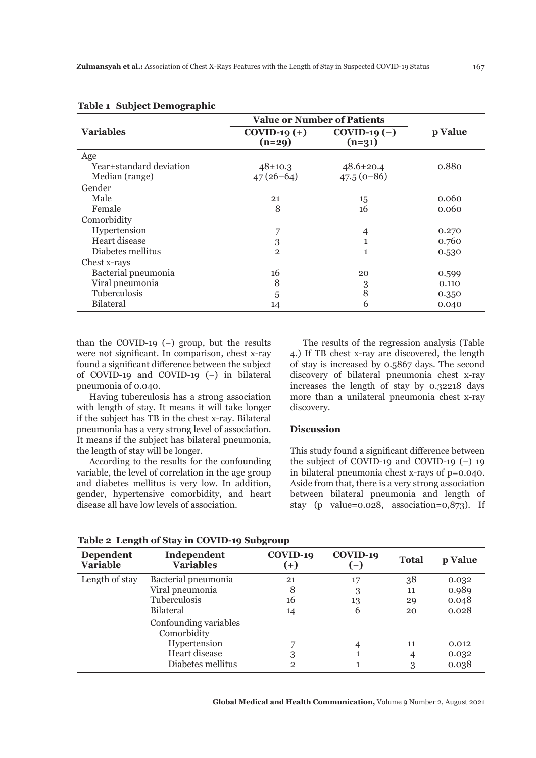**Table 1 Subject Demographic**

| Variables | Value or Number of Patients | | p Value |
|---|---|---|---|
| | COVID-19 (+) (n=29) | COVID-19 (−) (n=31) | |
| Age | | | |
| Year±standard deviation | 48±10.3 | 48.6±20.4 | 0.880 |
| Median (range) | 47 (26–64) | 47.5 (0–86) | |
| Gender | | | |
| Male | 21 | 15 | 0.060 |
| Female | 8 | 16 | 0.060 |
| Comorbidity | | | |
| Hypertension | 7 | 4 | 0.270 |
| Heart disease | 3 | 1 | 0.760 |
| Diabetes mellitus | 2 | 1 | 0.530 |
| Chest x-rays | | | |
| Bacterial pneumonia | 16 | 20 | 0.599 |
| Viral pneumonia | 8 | 3 | 0.110 |
| Tuberculosis | 5 | 8 | 0.350 |
| Bilateral | 14 | 6 | 0.040 |

than the COVID-19 (−) group, but the results were not significant. In comparison, chest x-ray found a significant difference between the subject of COVID-19 and COVID-19 (−) in bilateral pneumonia of 0.040.

Having tuberculosis has a strong association with length of stay. It means it will take longer if the subject has TB in the chest x-ray. Bilateral pneumonia has a very strong level of association. It means if the subject has bilateral pneumonia, the length of stay will be longer.

According to the results for the confounding variable, the level of correlation in the age group and diabetes mellitus is very low. In addition, gender, hypertensive comorbidity, and heart disease all have low levels of association.

The results of the regression analysis (Table 4.) If TB chest x-ray are discovered, the length of stay is increased by 0.5867 days. The second discovery of bilateral pneumonia chest x-ray increases the length of stay by 0.32218 days more than a unilateral pneumonia chest x-ray discovery.

## Discussion

This study found a significant difference between the subject of COVID-19 and COVID-19 (−) 19 in bilateral pneumonia chest x-rays of p=0.040. Aside from that, there is a very strong association between bilateral pneumonia and length of stay (p value=0.028, association=0,873). If

**Table 2 Length of Stay in COVID-19 Subgroup**

| Dependent Variable | Independent Variables | COVID-19 (+) | COVID-19 (−) | Total | p Value |
|---|---|---|---|---|---|
| Length of stay | Bacterial pneumonia | 21 | 17 | 38 | 0.032 |
| | Viral pneumonia | 8 | 3 | 11 | 0.989 |
| | Tuberculosis | 16 | 13 | 29 | 0.048 |
| | Bilateral | 14 | 6 | 20 | 0.028 |
| | Confounding variables | | | | |
| | Comorbidity | | | | |
| | Hypertension | 7 | 4 | 11 | 0.012 |
| | Heart disease | 3 | 1 | 4 | 0.032 |
| | Diabetes mellitus | 2 | 1 | 3 | 0.038 |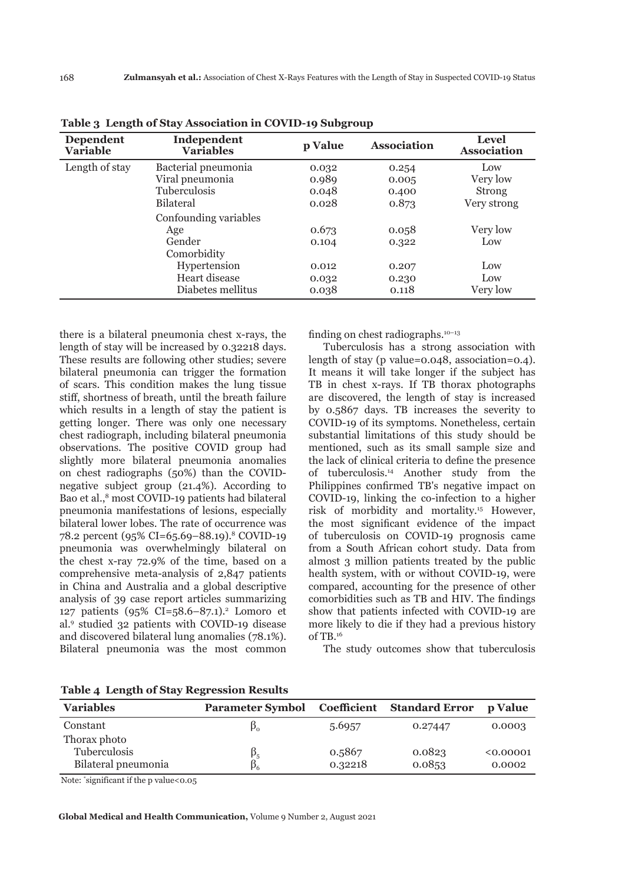**Table 3 Length of Stay Association in COVID-19 Subgroup**

| Dependent Variable | Independent Variables | p Value | Association | Level Association |
|---|---|---|---|---|
| Length of stay | Bacterial pneumonia | 0.032 | 0.254 | Low |
| | Viral pneumonia | 0.989 | 0.005 | Very low |
| | Tuberculosis | 0.048 | 0.400 | Strong |
| | Bilateral | 0.028 | 0.873 | Very strong |
| | Confounding variables | | | |
| | Age | 0.673 | 0.058 | Very low |
| | Gender | 0.104 | 0.322 | Low |
| | Comorbidity | | | |
| | Hypertension | 0.012 | 0.207 | Low |
| | Heart disease | 0.032 | 0.230 | Low |
| | Diabetes mellitus | 0.038 | 0.118 | Very low |

there is a bilateral pneumonia chest x-rays, the length of stay will be increased by 0.32218 days. These results are following other studies; severe bilateral pneumonia can trigger the formation of scars. This condition makes the lung tissue stiff, shortness of breath, until the breath failure which results in a length of stay the patient is getting longer. There was only one necessary chest radiograph, including bilateral pneumonia observations. The positive COVID group had slightly more bilateral pneumonia anomalies on chest radiographs (50%) than the COVID-negative subject group (21.4%). According to Bao et al.,[8] most COVID-19 patients had bilateral pneumonia manifestations of lesions, especially bilateral lower lobes. The rate of occurrence was 78.2 percent (95% CI=65.69–88.19).[8] COVID-19 pneumonia was overwhelmingly bilateral on the chest x-ray 72.9% of the time, based on a comprehensive meta-analysis of 2,847 patients in China and Australia and a global descriptive analysis of 39 case report articles summarizing 127 patients (95% CI=58.6–87.1).[2] Lomoro et al.[9] studied 32 patients with COVID-19 disease and discovered bilateral lung anomalies (78.1%). Bilateral pneumonia was the most common finding on chest radiographs.[10–13]

Tuberculosis has a strong association with length of stay (p value=0.048, association=0.4). It means it will take longer if the subject has TB in chest x-rays. If TB thorax photographs are discovered, the length of stay is increased by 0.5867 days. TB increases the severity to COVID-19 of its symptoms. Nonetheless, certain substantial limitations of this study should be mentioned, such as its small sample size and the lack of clinical criteria to define the presence of tuberculosis.[14] Another study from the Philippines confirmed TB's negative impact on COVID-19, linking the co-infection to a higher risk of morbidity and mortality.[15] However, the most significant evidence of the impact of tuberculosis on COVID-19 prognosis came from a South African cohort study. Data from almost 3 million patients treated by the public health system, with or without COVID-19, were compared, accounting for the presence of other comorbidities such as TB and HIV. The findings show that patients infected with COVID-19 are more likely to die if they had a previous history of TB.[16]

The study outcomes show that tuberculosis

**Table 4 Length of Stay Regression Results**

| Variables | Parameter Symbol | Coefficient | Standard Error | p Value |
|---|---|---|---|---|
| Constant | $\beta_0$ | 5.6957 | 0.27447 | 0.0003 |
| Thorax photo | | | | |
| Tuberculosis | $\beta_5$ | 0.5867 | 0.0823 | <0.00001 |
| Bilateral pneumonia | $\beta_6$ | 0.32218 | 0.0853 | 0.0002 |

Note: *significant if the p value<0.05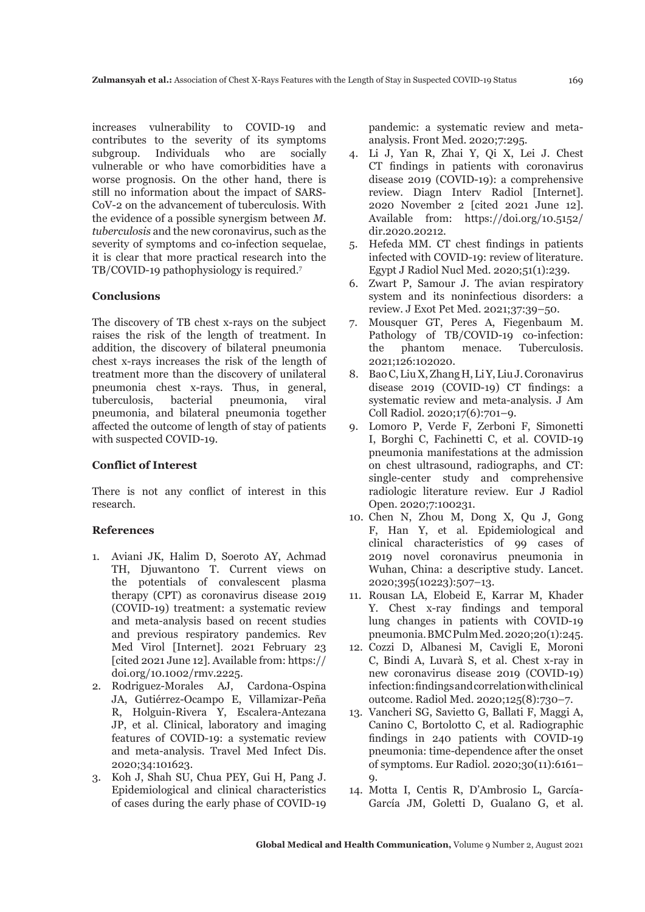increases vulnerability to COVID-19 and contributes to the severity of its symptoms subgroup. Individuals who are socially vulnerable or who have comorbidities have a worse prognosis. On the other hand, there is still no information about the impact of SARS-CoV-2 on the advancement of tuberculosis. With the evidence of a possible synergism between *M. tuberculosis* and the new coronavirus, such as the severity of symptoms and co-infection sequelae, it is clear that more practical research into the TB/COVID-19 pathophysiology is required.[7]

## Conclusions

The discovery of TB chest x-rays on the subject raises the risk of the length of treatment. In addition, the discovery of bilateral pneumonia chest x-rays increases the risk of the length of treatment more than the discovery of unilateral pneumonia chest x-rays. Thus, in general, tuberculosis, bacterial pneumonia, viral pneumonia, and bilateral pneumonia together affected the outcome of length of stay of patients with suspected COVID-19.

## Conflict of Interest

There is not any conflict of interest in this research.

## References

1. Aviani JK, Halim D, Soeroto AY, Achmad TH, Djuwantono T. Current views on the potentials of convalescent plasma therapy (CPT) as coronavirus disease 2019 (COVID-19) treatment: a systematic review and meta-analysis based on recent studies and previous respiratory pandemics. Rev Med Virol [Internet]. 2021 February 23 [cited 2021 June 12]. Available from: https://doi.org/10.1002/rmv.2225.
2. Rodriguez-Morales AJ, Cardona-Ospina JA, Gutiérrez-Ocampo E, Villamizar-Peña R, Holguin-Rivera Y, Escalera-Antezana JP, et al. Clinical, laboratory and imaging features of COVID-19: a systematic review and meta-analysis. Travel Med Infect Dis. 2020;34:101623.
3. Koh J, Shah SU, Chua PEY, Gui H, Pang J. Epidemiological and clinical characteristics of cases during the early phase of COVID-19 pandemic: a systematic review and meta-analysis. Front Med. 2020;7:295.
4. Li J, Yan R, Zhai Y, Qi X, Lei J. Chest CT findings in patients with coronavirus disease 2019 (COVID-19): a comprehensive review. Diagn Interv Radiol [Internet]. 2020 November 2 [cited 2021 June 12]. Available from: https://doi.org/10.5152/dir.2020.20212.
5. Hefeda MM. CT chest findings in patients infected with COVID-19: review of literature. Egypt J Radiol Nucl Med. 2020;51(1):239.
6. Zwart P, Samour J. The avian respiratory system and its noninfectious disorders: a review. J Exot Pet Med. 2021;37:39–50.
7. Mousquer GT, Peres A, Fiegenbaum M. Pathology of TB/COVID-19 co-infection: the phantom menace. Tuberculosis. 2021;126:102020.
8. Bao C, Liu X, Zhang H, Li Y, Liu J. Coronavirus disease 2019 (COVID-19) CT findings: a systematic review and meta-analysis. J Am Coll Radiol. 2020;17(6):701–9.
9. Lomoro P, Verde F, Zerboni F, Simonetti I, Borghi C, Fachinetti C, et al. COVID-19 pneumonia manifestations at the admission on chest ultrasound, radiographs, and CT: single-center study and comprehensive radiologic literature review. Eur J Radiol Open. 2020;7:100231.
10. Chen N, Zhou M, Dong X, Qu J, Gong F, Han Y, et al. Epidemiological and clinical characteristics of 99 cases of 2019 novel coronavirus pneumonia in Wuhan, China: a descriptive study. Lancet. 2020;395(10223):507–13.
11. Rousan LA, Elobeid E, Karrar M, Khader Y. Chest x-ray findings and temporal lung changes in patients with COVID-19 pneumonia. BMC Pulm Med. 2020;20(1):245.
12. Cozzi D, Albanesi M, Cavigli E, Moroni C, Bindi A, Luvarà S, et al. Chest x-ray in new coronavirus disease 2019 (COVID-19) infection: findings and correlation with clinical outcome. Radiol Med. 2020;125(8):730–7.
13. Vancheri SG, Savietto G, Ballati F, Maggi A, Canino C, Bortolotto C, et al. Radiographic findings in 240 patients with COVID-19 pneumonia: time-dependence after the onset of symptoms. Eur Radiol. 2020;30(11):6161–9.
14. Motta I, Centis R, D'Ambrosio L, García-García JM, Goletti D, Gualano G, et al.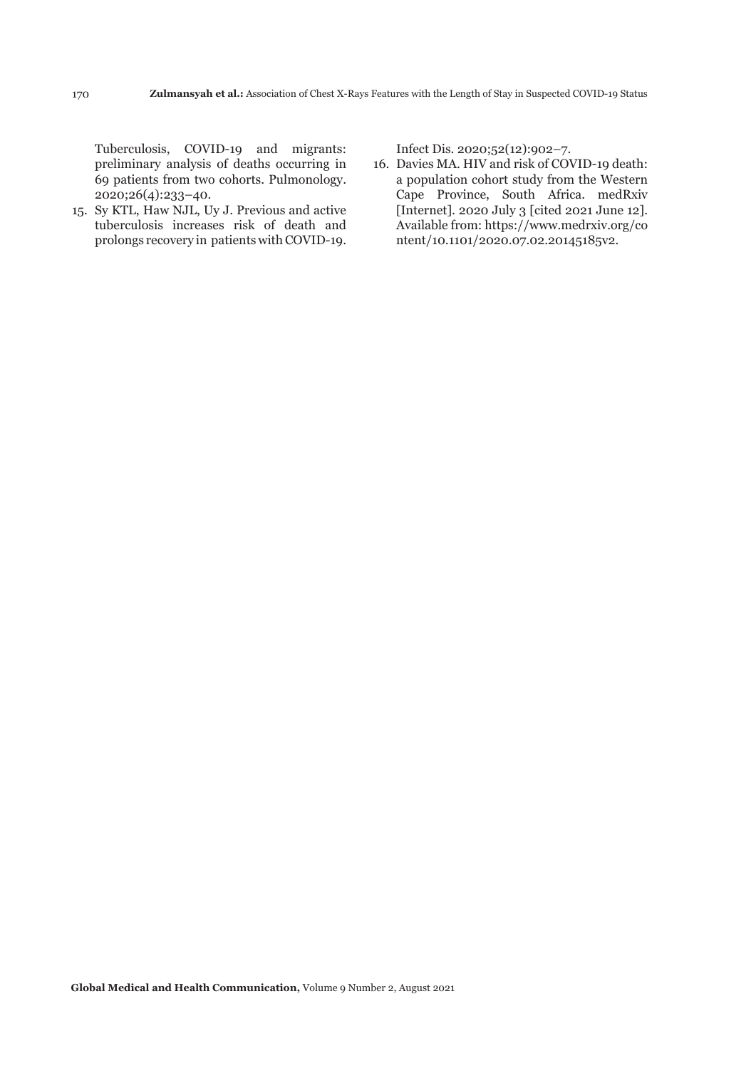Tuberculosis, COVID-19 and migrants: preliminary analysis of deaths occurring in 69 patients from two cohorts. Pulmonology. 2020;26(4):233–40.

15. Sy KTL, Haw NJL, Uy J. Previous and active tuberculosis increases risk of death and prolongs recovery in patients with COVID-19. Infect Dis. 2020;52(12):902–7.
16. Davies MA. HIV and risk of COVID-19 death: a population cohort study from the Western Cape Province, South Africa. medRxiv [Internet]. 2020 July 3 [cited 2021 June 12]. Available from: https://www.medrxiv.org/content/10.1101/2020.07.02.20145185v2.